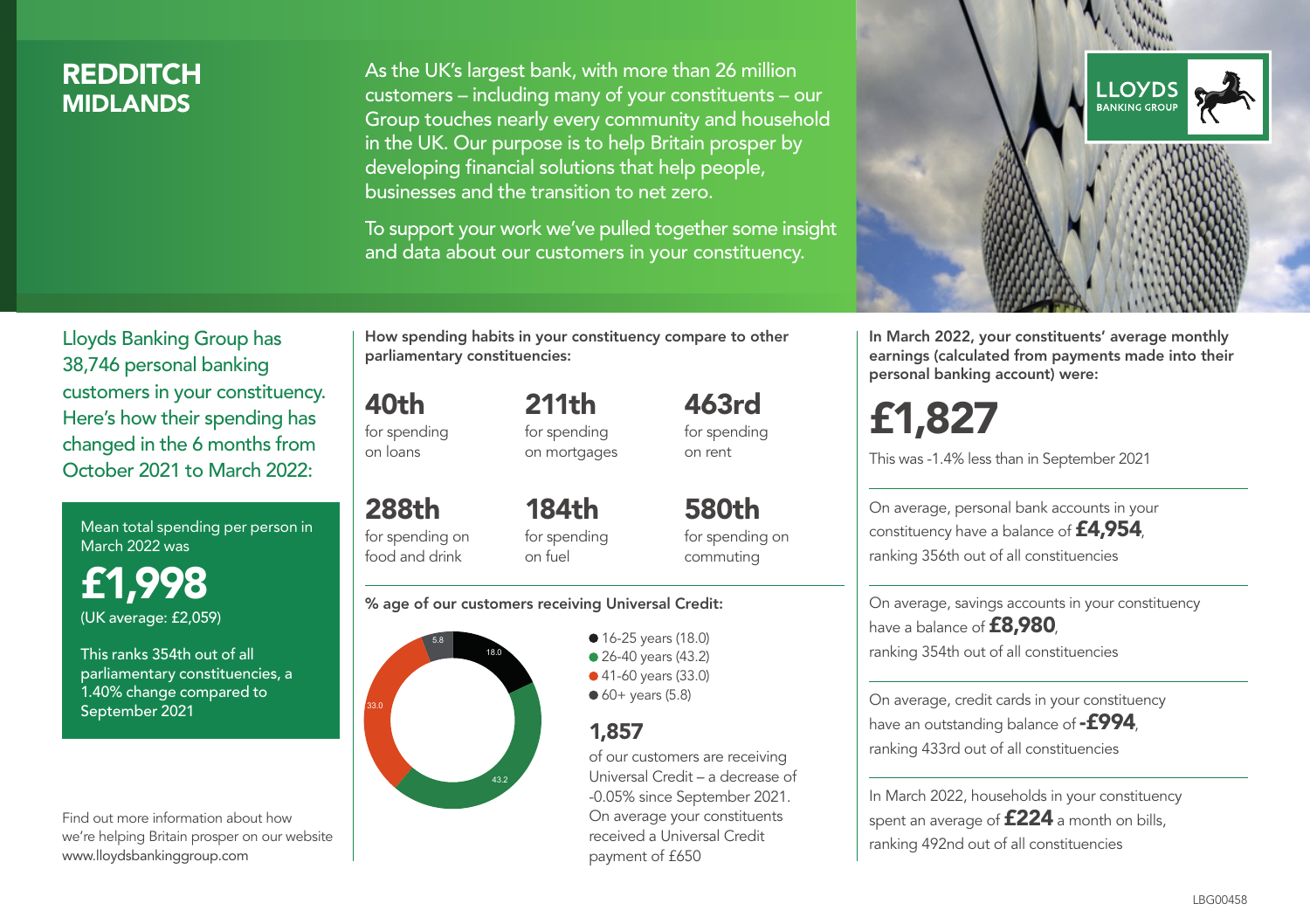# REDDITCH
## MIDLANDS

As the UK's largest bank, with more than 26 million customers – including many of your constituents – our Group touches nearly every community and household in the UK. Our purpose is to help Britain prosper by developing financial solutions that help people, businesses and the transition to net zero.

To support your work we've pulled together some insight and data about our customers in your constituency.

Lloyds Banking Group has 38,746 personal banking customers in your constituency. Here's how their spending has changed in the 6 months from October 2021 to March 2022:

Mean total spending per person in March 2022 was

**£1,998**

(UK average: £2,059)

This ranks 354th out of all parliamentary constituencies, a 1.40% change compared to September 2021

Find out more information about how we're helping Britain prosper on our website www.lloydsbankinggroup.com

How spending habits in your constituency compare to other parliamentary constituencies:

**40th** for spending on loans

**211th** for spending on mortgages

**463rd** for spending on rent

**288th** for spending on food and drink

**184th** for spending on fuel

**580th** for spending on commuting

% age of our customers receiving Universal Credit:

- 16-25 years (18.0)
- 26-40 years (43.2)
- 41-60 years (33.0)
- 60+ years (5.8)

**1,857** of our customers are receiving Universal Credit – a decrease of -0.05% since September 2021. On average your constituents received a Universal Credit payment of £650

In March 2022, your constituents' average monthly earnings (calculated from payments made into their personal banking account) were:

**£1,827**

This was -1.4% less than in September 2021

On average, personal bank accounts in your constituency have a balance of **£4,954**, ranking 356th out of all constituencies

On average, savings accounts in your constituency have a balance of **£8,980**, ranking 354th out of all constituencies

On average, credit cards in your constituency have an outstanding balance of **-£994**, ranking 433rd out of all constituencies

In March 2022, households in your constituency spent an average of **£224** a month on bills, ranking 492nd out of all constituencies

LBG00458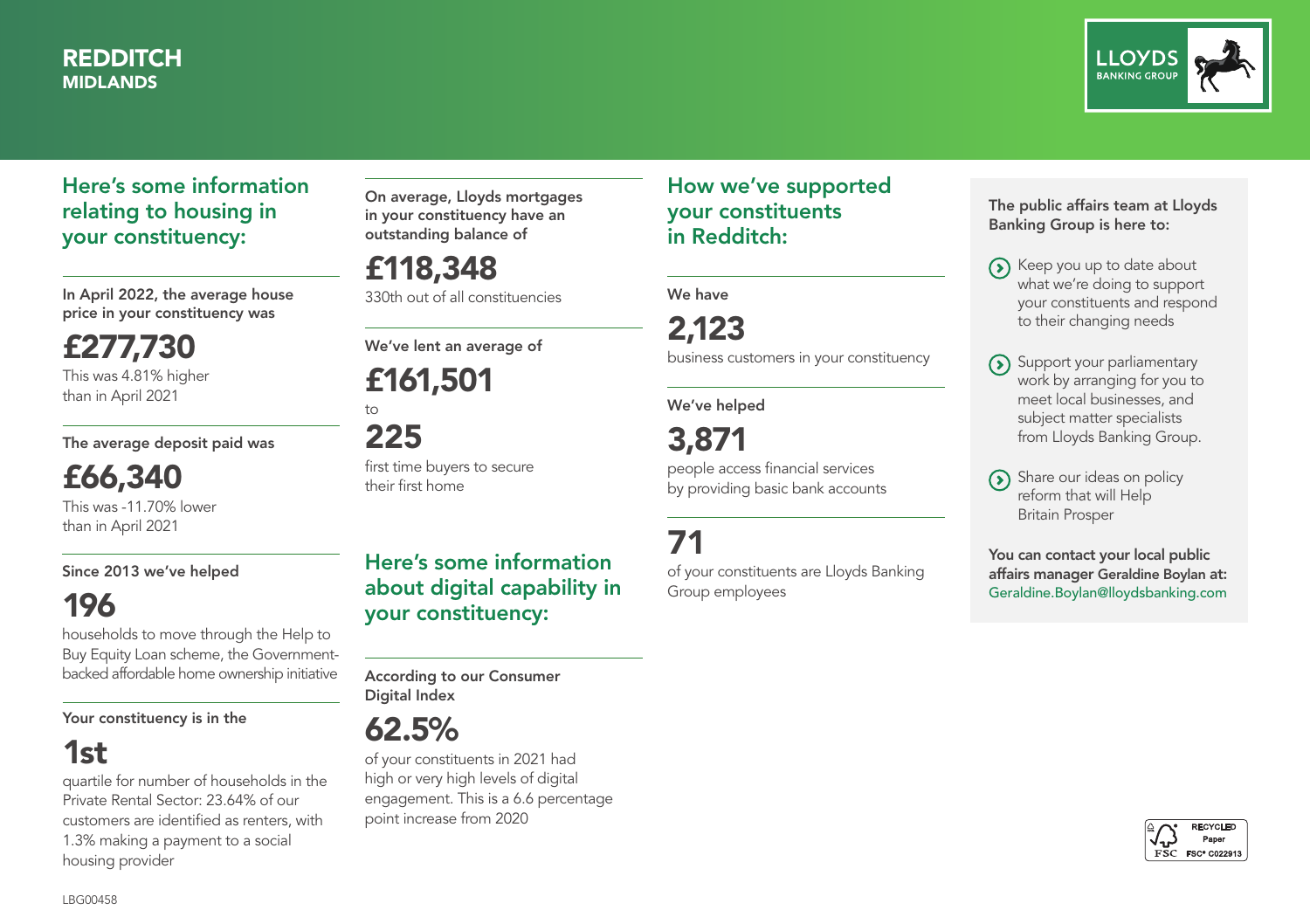# REDDITCH
## MIDLANDS

LLOYDS BANKING GROUP

## Here's some information relating to housing in your constituency:

In April 2022, the average house price in your constituency was

**£277,730**

This was 4.81% higher than in April 2021

The average deposit paid was

**£66,340**

This was -11.70% lower than in April 2021

Since 2013 we've helped

**196**

households to move through the Help to Buy Equity Loan scheme, the Government-backed affordable home ownership initiative

Your constituency is in the

**1st**

quartile for number of households in the Private Rental Sector: 23.64% of our customers are identified as renters, with 1.3% making a payment to a social housing provider

On average, Lloyds mortgages in your constituency have an outstanding balance of

**£118,348**

330th out of all constituencies

We've lent an average of

**£161,501**

to

**225**

first time buyers to secure their first home

## Here's some information about digital capability in your constituency:

According to our Consumer Digital Index

**62.5%**

of your constituents in 2021 had high or very high levels of digital engagement. This is a 6.6 percentage point increase from 2020

## How we've supported your constituents in Redditch:

We have

**2,123**

business customers in your constituency

We've helped

**3,871**

people access financial services by providing basic bank accounts

**71**

of your constituents are Lloyds Banking Group employees

The public affairs team at Lloyds Banking Group is here to:

- Keep you up to date about what we're doing to support your constituents and respond to their changing needs
- Support your parliamentary work by arranging for you to meet local businesses, and subject matter specialists from Lloyds Banking Group.
- Share our ideas on policy reform that will Help Britain Prosper

You can contact your local public affairs manager Geraldine Boylan at:
Geraldine.Boylan@lloydsbanking.com

RECYCLED Paper FSC® C022913

LBG00458